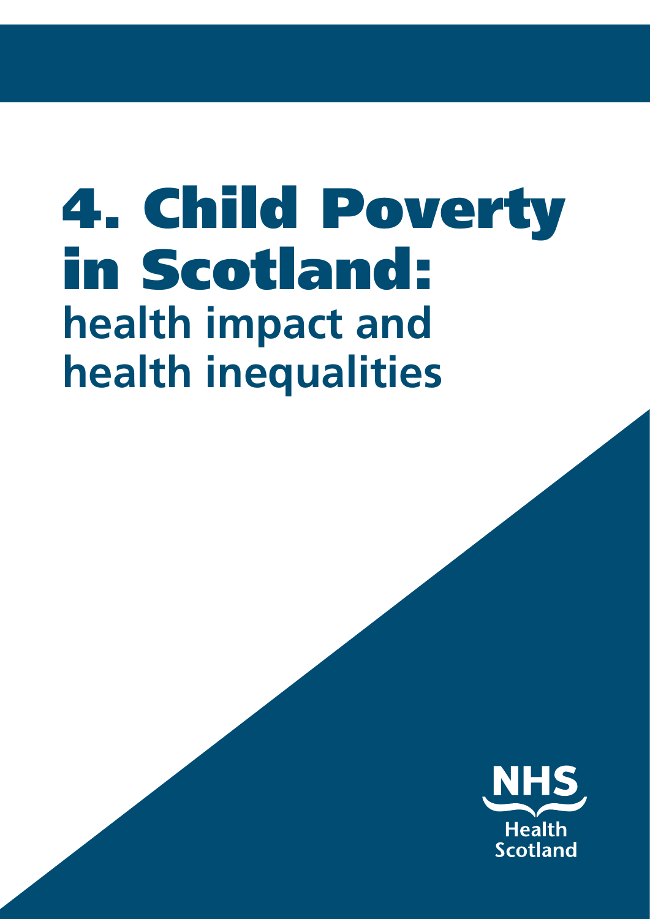# 4. Child Poverty in Scotland:

## health impact and health inequalities

NHS Health Scotland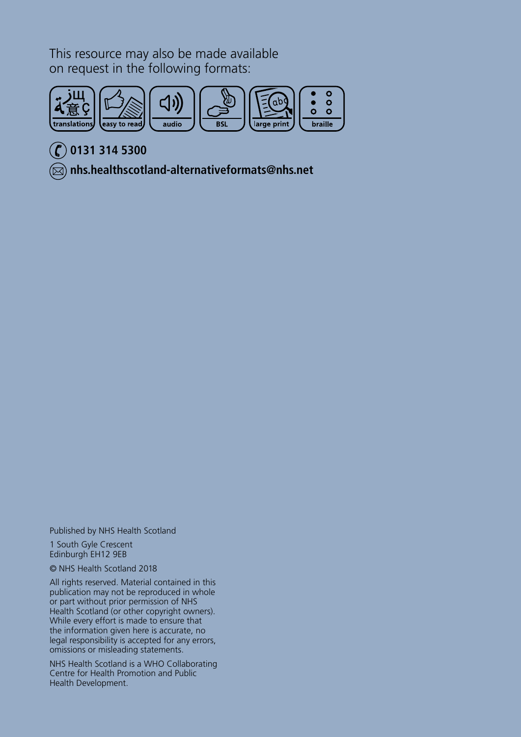This resource may also be made available on request in the following formats:

translations | easy to read | audio | BSL | large print | braille

**0131 314 5300**

**nhs.healthscotland-alternativeformats@nhs.net**

Published by NHS Health Scotland

1 South Gyle Crescent
Edinburgh EH12 9EB

© NHS Health Scotland 2018

All rights reserved. Material contained in this publication may not be reproduced in whole or part without prior permission of NHS Health Scotland (or other copyright owners). While every effort is made to ensure that the information given here is accurate, no legal responsibility is accepted for any errors, omissions or misleading statements.

NHS Health Scotland is a WHO Collaborating Centre for Health Promotion and Public Health Development.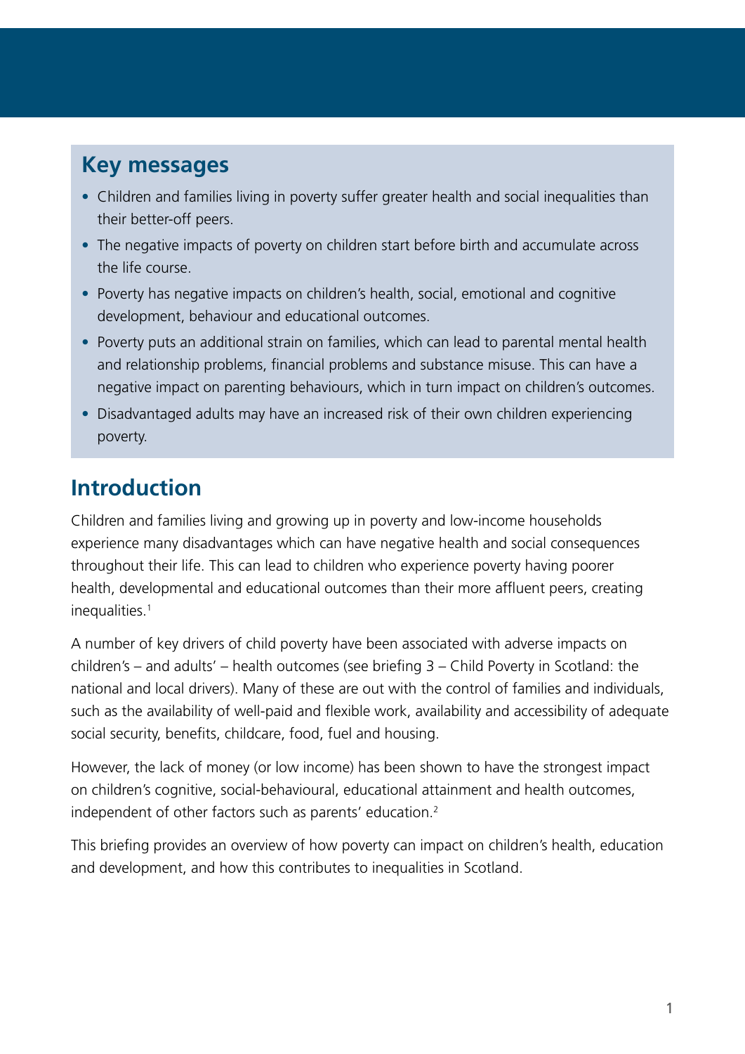## Key messages

- Children and families living in poverty suffer greater health and social inequalities than their better-off peers.
- The negative impacts of poverty on children start before birth and accumulate across the life course.
- Poverty has negative impacts on children's health, social, emotional and cognitive development, behaviour and educational outcomes.
- Poverty puts an additional strain on families, which can lead to parental mental health and relationship problems, financial problems and substance misuse. This can have a negative impact on parenting behaviours, which in turn impact on children's outcomes.
- Disadvantaged adults may have an increased risk of their own children experiencing poverty.

## Introduction

Children and families living and growing up in poverty and low-income households experience many disadvantages which can have negative health and social consequences throughout their life. This can lead to children who experience poverty having poorer health, developmental and educational outcomes than their more affluent peers, creating inequalities.[1]

A number of key drivers of child poverty have been associated with adverse impacts on children's – and adults' – health outcomes (see briefing 3 – Child Poverty in Scotland: the national and local drivers). Many of these are out with the control of families and individuals, such as the availability of well-paid and flexible work, availability and accessibility of adequate social security, benefits, childcare, food, fuel and housing.

However, the lack of money (or low income) has been shown to have the strongest impact on children's cognitive, social-behavioural, educational attainment and health outcomes, independent of other factors such as parents' education.[2]

This briefing provides an overview of how poverty can impact on children's health, education and development, and how this contributes to inequalities in Scotland.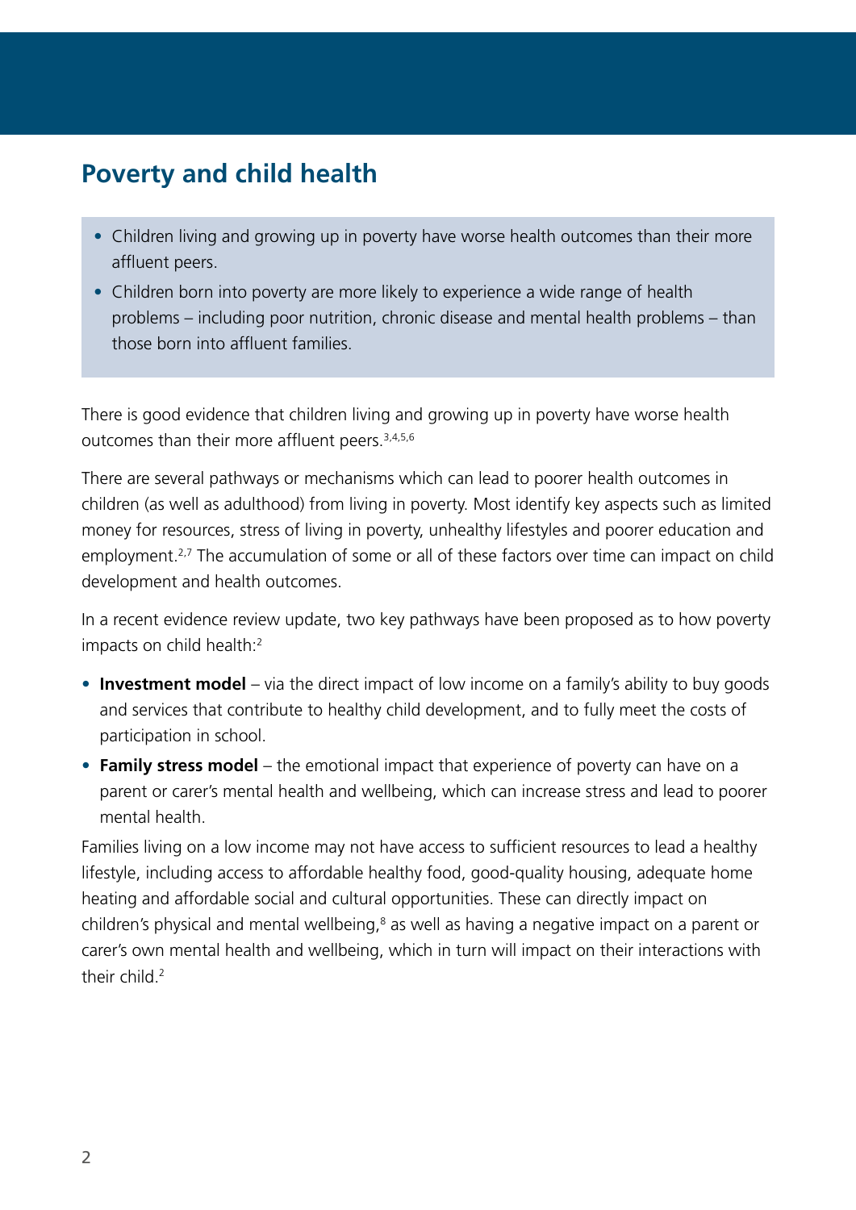## Poverty and child health

- Children living and growing up in poverty have worse health outcomes than their more affluent peers.
- Children born into poverty are more likely to experience a wide range of health problems – including poor nutrition, chronic disease and mental health problems – than those born into affluent families.

There is good evidence that children living and growing up in poverty have worse health outcomes than their more affluent peers.[3,4,5,6]

There are several pathways or mechanisms which can lead to poorer health outcomes in children (as well as adulthood) from living in poverty. Most identify key aspects such as limited money for resources, stress of living in poverty, unhealthy lifestyles and poorer education and employment.[2,7] The accumulation of some or all of these factors over time can impact on child development and health outcomes.

In a recent evidence review update, two key pathways have been proposed as to how poverty impacts on child health:[2]

- **Investment model** – via the direct impact of low income on a family's ability to buy goods and services that contribute to healthy child development, and to fully meet the costs of participation in school.
- **Family stress model** – the emotional impact that experience of poverty can have on a parent or carer's mental health and wellbeing, which can increase stress and lead to poorer mental health.

Families living on a low income may not have access to sufficient resources to lead a healthy lifestyle, including access to affordable healthy food, good-quality housing, adequate home heating and affordable social and cultural opportunities. These can directly impact on children's physical and mental wellbeing,[8] as well as having a negative impact on a parent or carer's own mental health and wellbeing, which in turn will impact on their interactions with their child.[2]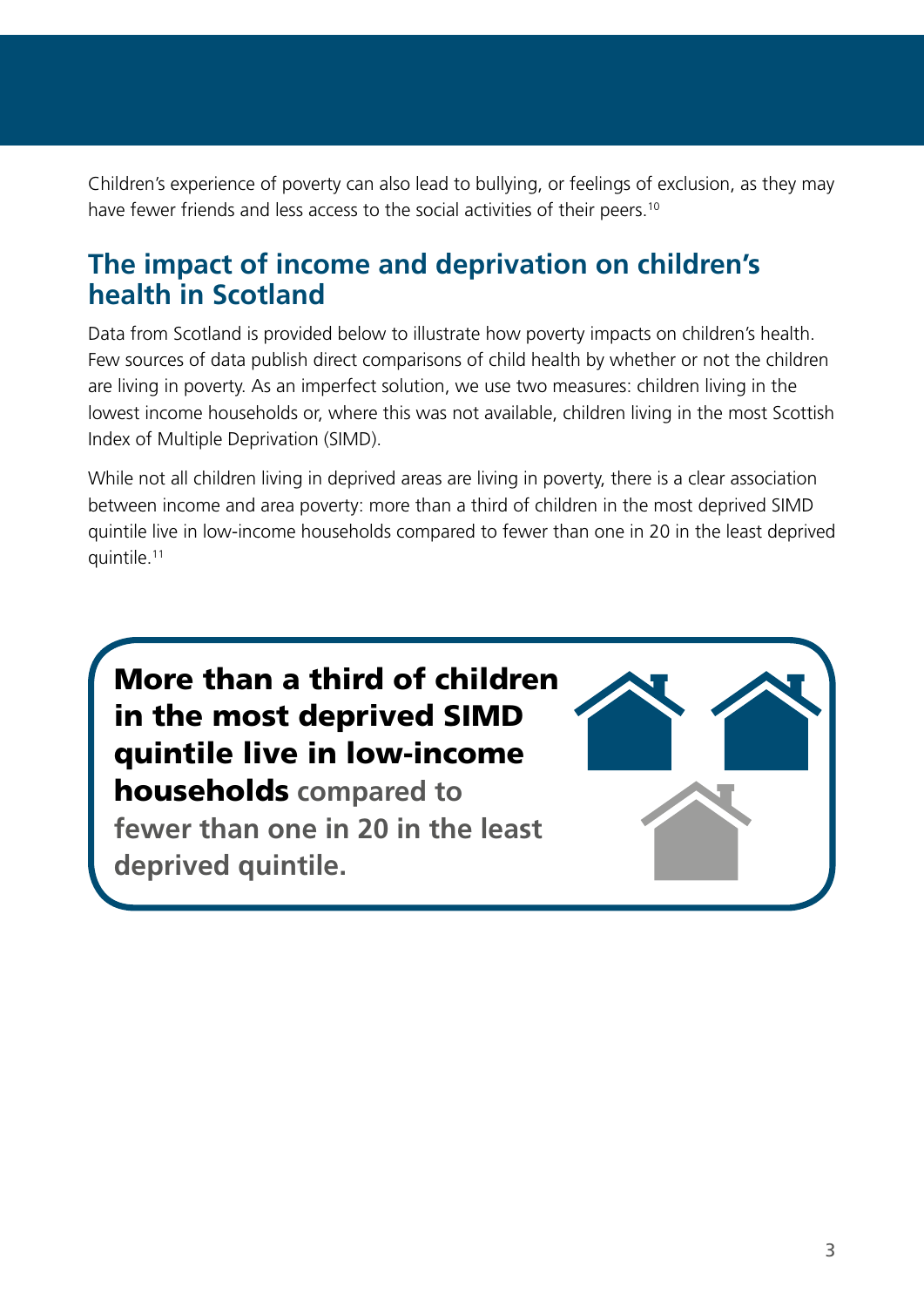Children's experience of poverty can also lead to bullying, or feelings of exclusion, as they may have fewer friends and less access to the social activities of their peers.[10]

## The impact of income and deprivation on children's health in Scotland

Data from Scotland is provided below to illustrate how poverty impacts on children's health. Few sources of data publish direct comparisons of child health by whether or not the children are living in poverty. As an imperfect solution, we use two measures: children living in the lowest income households or, where this was not available, children living in the most Scottish Index of Multiple Deprivation (SIMD).

While not all children living in deprived areas are living in poverty, there is a clear association between income and area poverty: more than a third of children in the most deprived SIMD quintile live in low-income households compared to fewer than one in 20 in the least deprived quintile.[11]

**More than a third of children in the most deprived SIMD quintile live in low-income households** compared to fewer than one in 20 in the least deprived quintile.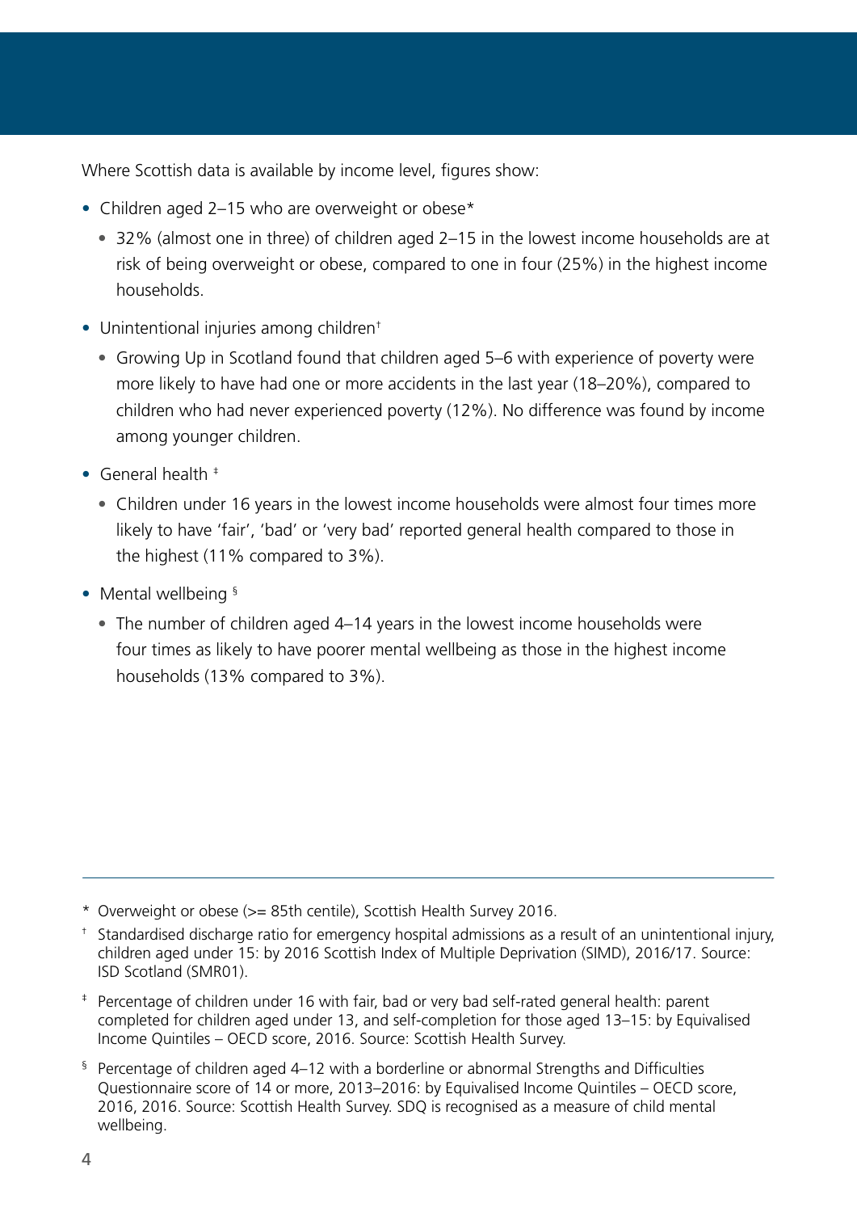Where Scottish data is available by income level, figures show:

- Children aged 2–15 who are overweight or obese*
  - 32% (almost one in three) of children aged 2–15 in the lowest income households are at risk of being overweight or obese, compared to one in four (25%) in the highest income households.
- Unintentional injuries among children†
  - Growing Up in Scotland found that children aged 5–6 with experience of poverty were more likely to have had one or more accidents in the last year (18–20%), compared to children who had never experienced poverty (12%). No difference was found by income among younger children.
- General health ‡
  - Children under 16 years in the lowest income households were almost four times more likely to have 'fair', 'bad' or 'very bad' reported general health compared to those in the highest (11% compared to 3%).
- Mental wellbeing §
  - The number of children aged 4–14 years in the lowest income households were four times as likely to have poorer mental wellbeing as those in the highest income households (13% compared to 3%).

---

\* Overweight or obese (>= 85th centile), Scottish Health Survey 2016.

† Standardised discharge ratio for emergency hospital admissions as a result of an unintentional injury, children aged under 15: by 2016 Scottish Index of Multiple Deprivation (SIMD), 2016/17. Source: ISD Scotland (SMR01).

‡ Percentage of children under 16 with fair, bad or very bad self-rated general health: parent completed for children aged under 13, and self-completion for those aged 13–15: by Equivalised Income Quintiles – OECD score, 2016. Source: Scottish Health Survey.

§ Percentage of children aged 4–12 with a borderline or abnormal Strengths and Difficulties Questionnaire score of 14 or more, 2013–2016: by Equivalised Income Quintiles – OECD score, 2016, 2016. Source: Scottish Health Survey. SDQ is recognised as a measure of child mental wellbeing.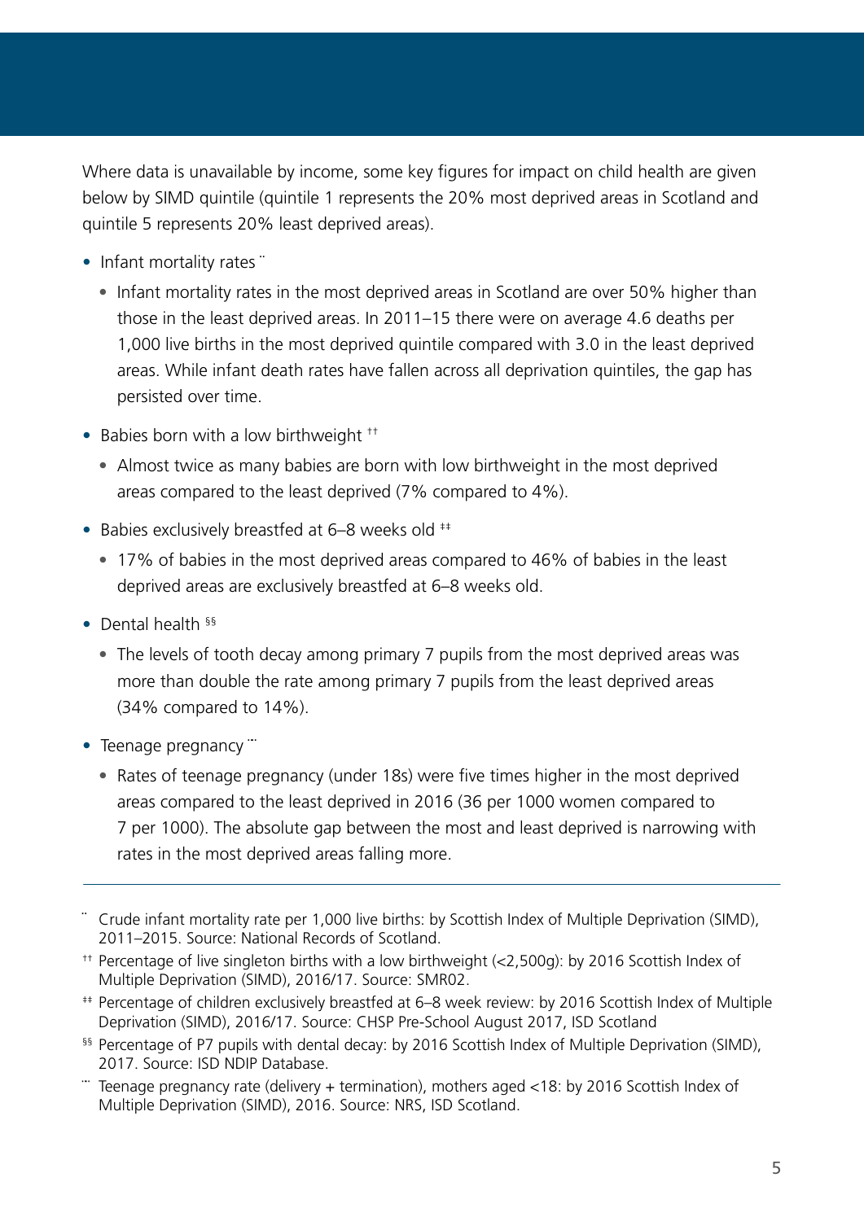Where data is unavailable by income, some key figures for impact on child health are given below by SIMD quintile (quintile 1 represents the 20% most deprived areas in Scotland and quintile 5 represents 20% least deprived areas).

- Infant mortality rates ¨
  - Infant mortality rates in the most deprived areas in Scotland are over 50% higher than those in the least deprived areas. In 2011–15 there were on average 4.6 deaths per 1,000 live births in the most deprived quintile compared with 3.0 in the least deprived areas. While infant death rates have fallen across all deprivation quintiles, the gap has persisted over time.
- Babies born with a low birthweight ††
  - Almost twice as many babies are born with low birthweight in the most deprived areas compared to the least deprived (7% compared to 4%).
- Babies exclusively breastfed at 6–8 weeks old ‡‡
  - 17% of babies in the most deprived areas compared to 46% of babies in the least deprived areas are exclusively breastfed at 6–8 weeks old.
- Dental health §§
  - The levels of tooth decay among primary 7 pupils from the most deprived areas was more than double the rate among primary 7 pupils from the least deprived areas (34% compared to 14%).
- Teenage pregnancy ¨¨
  - Rates of teenage pregnancy (under 18s) were five times higher in the most deprived areas compared to the least deprived in 2016 (36 per 1000 women compared to 7 per 1000). The absolute gap between the most and least deprived is narrowing with rates in the most deprived areas falling more.

---

¨ Crude infant mortality rate per 1,000 live births: by Scottish Index of Multiple Deprivation (SIMD), 2011–2015. Source: National Records of Scotland.

†† Percentage of live singleton births with a low birthweight (<2,500g): by 2016 Scottish Index of Multiple Deprivation (SIMD), 2016/17. Source: SMR02.

‡‡ Percentage of children exclusively breastfed at 6–8 week review: by 2016 Scottish Index of Multiple Deprivation (SIMD), 2016/17. Source: CHSP Pre-School August 2017, ISD Scotland

§§ Percentage of P7 pupils with dental decay: by 2016 Scottish Index of Multiple Deprivation (SIMD), 2017. Source: ISD NDIP Database.

¨¨ Teenage pregnancy rate (delivery + termination), mothers aged <18: by 2016 Scottish Index of Multiple Deprivation (SIMD), 2016. Source: NRS, ISD Scotland.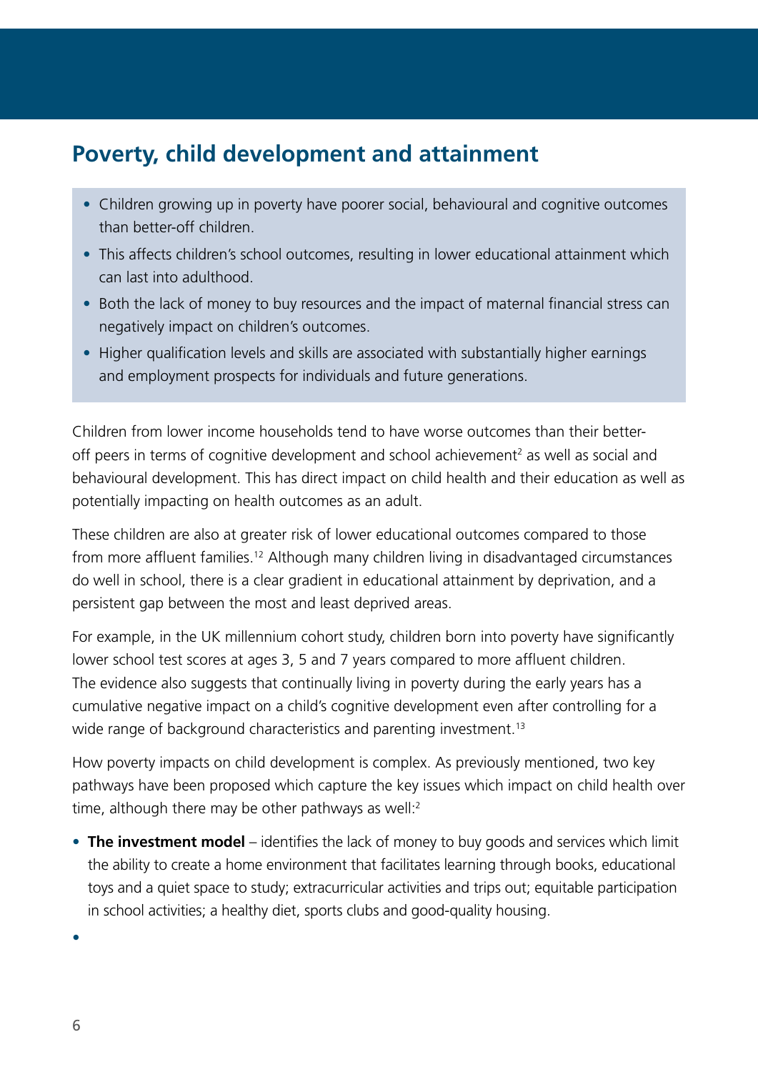## Poverty, child development and attainment

- Children growing up in poverty have poorer social, behavioural and cognitive outcomes than better-off children.
- This affects children's school outcomes, resulting in lower educational attainment which can last into adulthood.
- Both the lack of money to buy resources and the impact of maternal financial stress can negatively impact on children's outcomes.
- Higher qualification levels and skills are associated with substantially higher earnings and employment prospects for individuals and future generations.

Children from lower income households tend to have worse outcomes than their better-off peers in terms of cognitive development and school achievement[2] as well as social and behavioural development. This has direct impact on child health and their education as well as potentially impacting on health outcomes as an adult.

These children are also at greater risk of lower educational outcomes compared to those from more affluent families.[12] Although many children living in disadvantaged circumstances do well in school, there is a clear gradient in educational attainment by deprivation, and a persistent gap between the most and least deprived areas.

For example, in the UK millennium cohort study, children born into poverty have significantly lower school test scores at ages 3, 5 and 7 years compared to more affluent children. The evidence also suggests that continually living in poverty during the early years has a cumulative negative impact on a child's cognitive development even after controlling for a wide range of background characteristics and parenting investment.[13]

How poverty impacts on child development is complex. As previously mentioned, two key pathways have been proposed which capture the key issues which impact on child health over time, although there may be other pathways as well:[2]

- **The investment model** – identifies the lack of money to buy goods and services which limit the ability to create a home environment that facilitates learning through books, educational toys and a quiet space to study; extracurricular activities and trips out; equitable participation in school activities; a healthy diet, sports clubs and good-quality housing.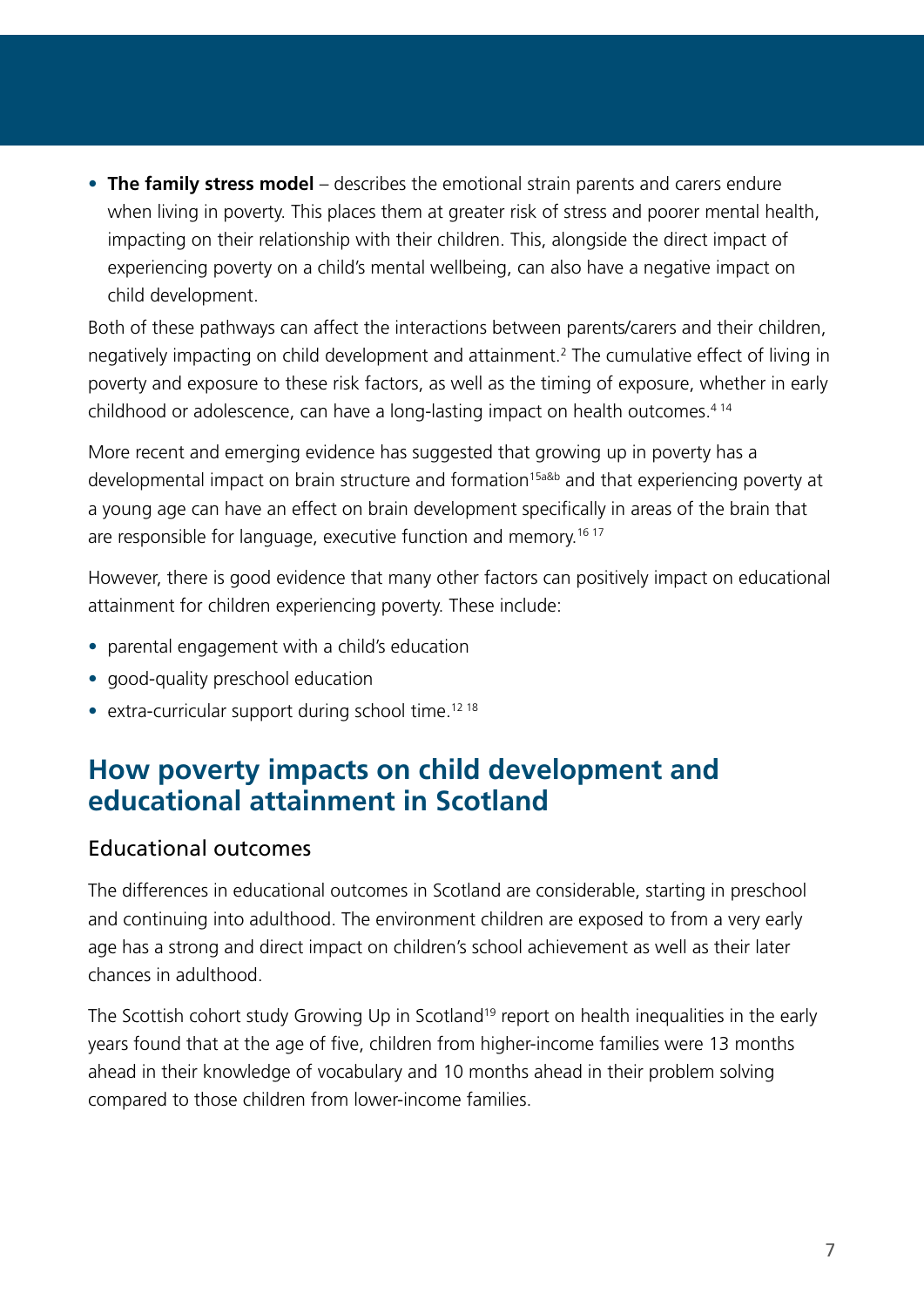- **The family stress model** – describes the emotional strain parents and carers endure when living in poverty. This places them at greater risk of stress and poorer mental health, impacting on their relationship with their children. This, alongside the direct impact of experiencing poverty on a child's mental wellbeing, can also have a negative impact on child development.

Both of these pathways can affect the interactions between parents/carers and their children, negatively impacting on child development and attainment.[2] The cumulative effect of living in poverty and exposure to these risk factors, as well as the timing of exposure, whether in early childhood or adolescence, can have a long-lasting impact on health outcomes.[4 14]

More recent and emerging evidence has suggested that growing up in poverty has a developmental impact on brain structure and formation[15a&b] and that experiencing poverty at a young age can have an effect on brain development specifically in areas of the brain that are responsible for language, executive function and memory.[16 17]

However, there is good evidence that many other factors can positively impact on educational attainment for children experiencing poverty. These include:

- parental engagement with a child's education
- good-quality preschool education
- extra-curricular support during school time.[12 18]

## How poverty impacts on child development and educational attainment in Scotland

### Educational outcomes

The differences in educational outcomes in Scotland are considerable, starting in preschool and continuing into adulthood. The environment children are exposed to from a very early age has a strong and direct impact on children's school achievement as well as their later chances in adulthood.

The Scottish cohort study Growing Up in Scotland[19] report on health inequalities in the early years found that at the age of five, children from higher-income families were 13 months ahead in their knowledge of vocabulary and 10 months ahead in their problem solving compared to those children from lower-income families.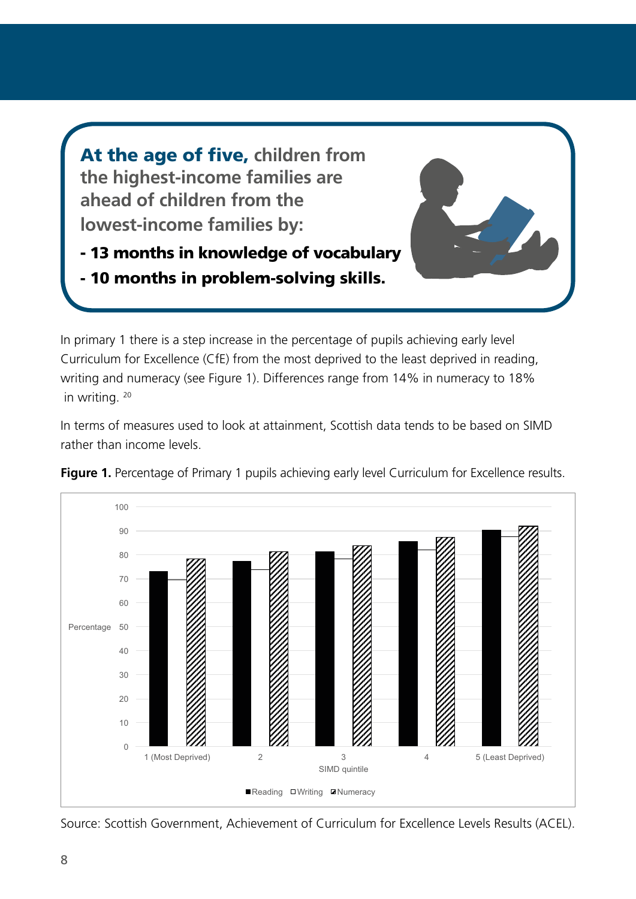**At the age of five, children from the highest-income families are ahead of children from the lowest-income families by:**

- **13 months in knowledge of vocabulary**
- **10 months in problem-solving skills.**

In primary 1 there is a step increase in the percentage of pupils achieving early level Curriculum for Excellence (CfE) from the most deprived to the least deprived in reading, writing and numeracy (see Figure 1). Differences range from 14% in numeracy to 18% in writing. [20]

In terms of measures used to look at attainment, Scottish data tends to be based on SIMD rather than income levels.

**Figure 1.** Percentage of Primary 1 pupils achieving early level Curriculum for Excellence results.

Source: Scottish Government, Achievement of Curriculum for Excellence Levels Results (ACEL).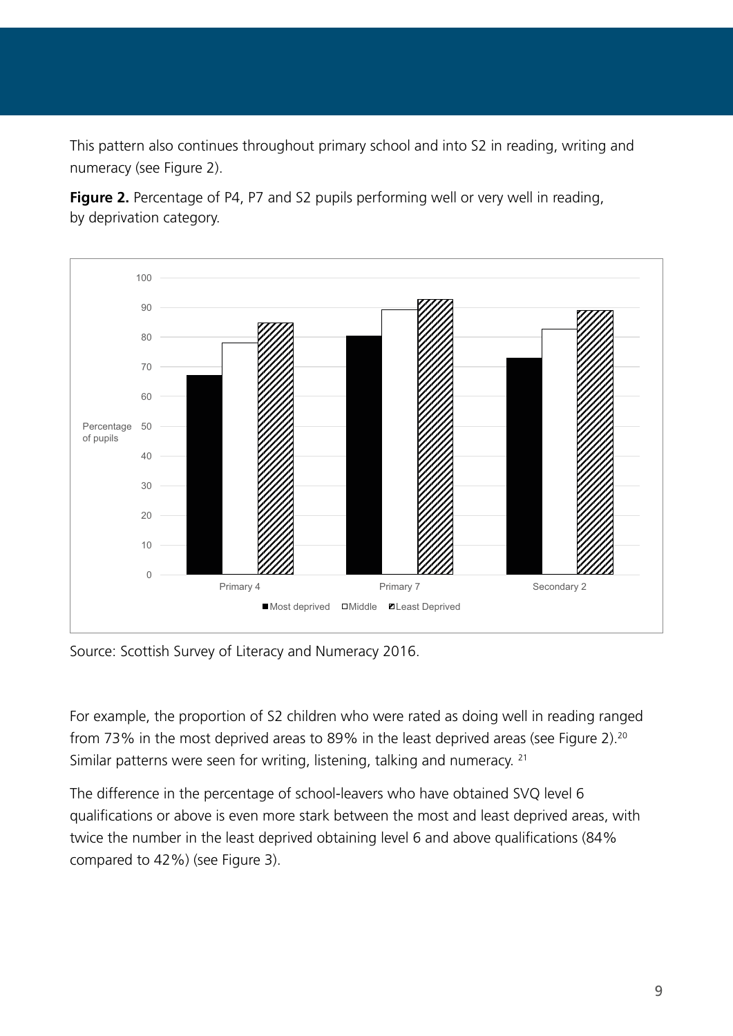This pattern also continues throughout primary school and into S2 in reading, writing and numeracy (see Figure 2).

**Figure 2.** Percentage of P4, P7 and S2 pupils performing well or very well in reading, by deprivation category.

Source: Scottish Survey of Literacy and Numeracy 2016.

For example, the proportion of S2 children who were rated as doing well in reading ranged from 73% in the most deprived areas to 89% in the least deprived areas (see Figure 2).[20] Similar patterns were seen for writing, listening, talking and numeracy. [21]

The difference in the percentage of school-leavers who have obtained SVQ level 6 qualifications or above is even more stark between the most and least deprived areas, with twice the number in the least deprived obtaining level 6 and above qualifications (84% compared to 42%) (see Figure 3).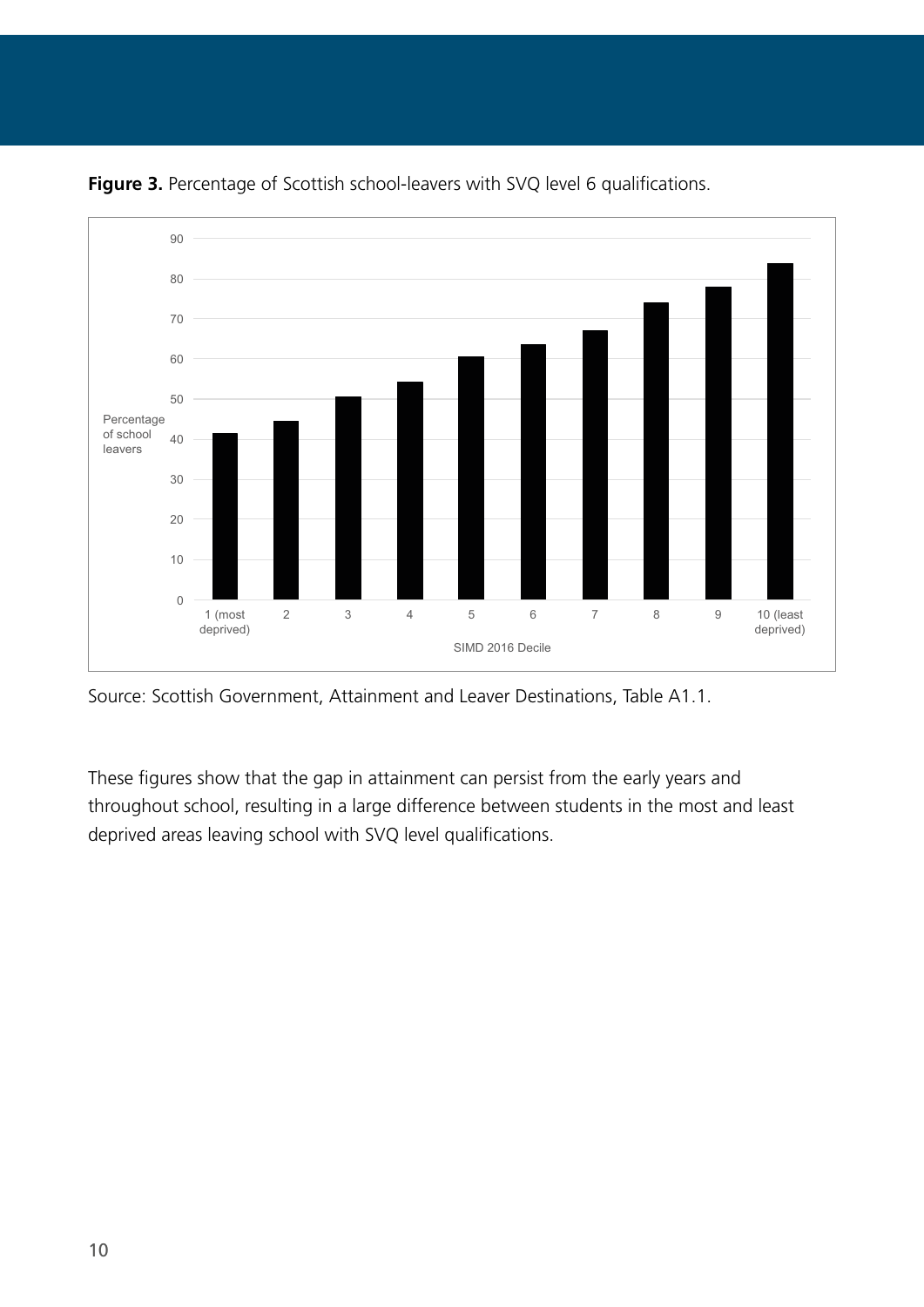**Figure 3.** Percentage of Scottish school-leavers with SVQ level 6 qualifications.

Source: Scottish Government, Attainment and Leaver Destinations, Table A1.1.

These figures show that the gap in attainment can persist from the early years and throughout school, resulting in a large difference between students in the most and least deprived areas leaving school with SVQ level qualifications.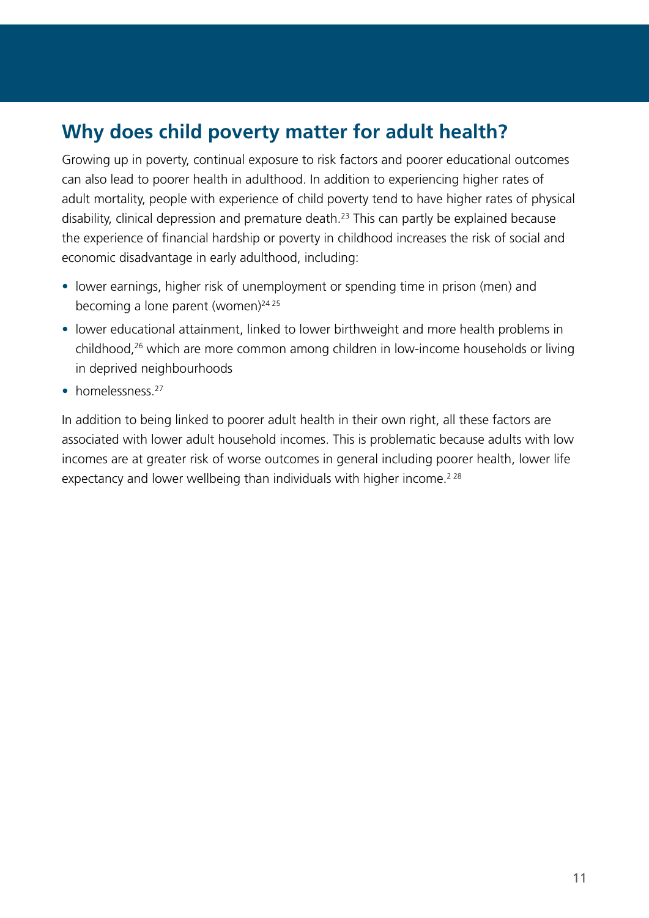## Why does child poverty matter for adult health?

Growing up in poverty, continual exposure to risk factors and poorer educational outcomes can also lead to poorer health in adulthood. In addition to experiencing higher rates of adult mortality, people with experience of child poverty tend to have higher rates of physical disability, clinical depression and premature death.[23] This can partly be explained because the experience of financial hardship or poverty in childhood increases the risk of social and economic disadvantage in early adulthood, including:

- lower earnings, higher risk of unemployment or spending time in prison (men) and becoming a lone parent (women)[24,25]
- lower educational attainment, linked to lower birthweight and more health problems in childhood,[26] which are more common among children in low-income households or living in deprived neighbourhoods
- homelessness.[27]

In addition to being linked to poorer adult health in their own right, all these factors are associated with lower adult household incomes. This is problematic because adults with low incomes are at greater risk of worse outcomes in general including poorer health, lower life expectancy and lower wellbeing than individuals with higher income.[2,28]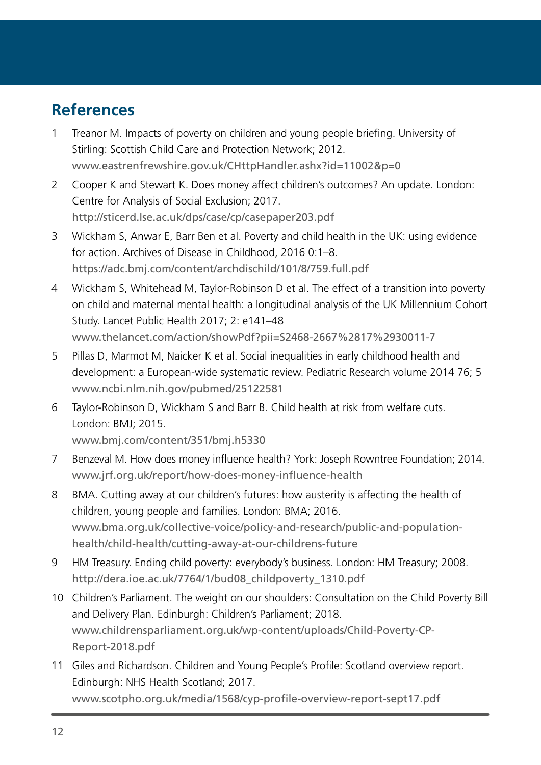## References

1. Treanor M. Impacts of poverty on children and young people briefing. University of Stirling: Scottish Child Care and Protection Network; 2012. www.eastrenfrewshire.gov.uk/CHttpHandler.ashx?id=11002&p=0
2. Cooper K and Stewart K. Does money affect children's outcomes? An update. London: Centre for Analysis of Social Exclusion; 2017. http://sticerd.lse.ac.uk/dps/case/cp/casepaper203.pdf
3. Wickham S, Anwar E, Barr Ben et al. Poverty and child health in the UK: using evidence for action. Archives of Disease in Childhood, 2016 0:1–8. https://adc.bmj.com/content/archdischild/101/8/759.full.pdf
4. Wickham S, Whitehead M, Taylor-Robinson D et al. The effect of a transition into poverty on child and maternal mental health: a longitudinal analysis of the UK Millennium Cohort Study. Lancet Public Health 2017; 2: e141–48 www.thelancet.com/action/showPdf?pii=S2468-2667%2817%2930011-7
5. Pillas D, Marmot M, Naicker K et al. Social inequalities in early childhood health and development: a European-wide systematic review. Pediatric Research volume 2014 76; 5 www.ncbi.nlm.nih.gov/pubmed/25122581
6. Taylor-Robinson D, Wickham S and Barr B. Child health at risk from welfare cuts. London: BMJ; 2015. www.bmj.com/content/351/bmj.h5330
7. Benzeval M. How does money influence health? York: Joseph Rowntree Foundation; 2014. www.jrf.org.uk/report/how-does-money-influence-health
8. BMA. Cutting away at our children's futures: how austerity is affecting the health of children, young people and families. London: BMA; 2016. www.bma.org.uk/collective-voice/policy-and-research/public-and-population-health/child-health/cutting-away-at-our-childrens-future
9. HM Treasury. Ending child poverty: everybody's business. London: HM Treasury; 2008. http://dera.ioe.ac.uk/7764/1/bud08_childpoverty_1310.pdf
10. Children's Parliament. The weight on our shoulders: Consultation on the Child Poverty Bill and Delivery Plan. Edinburgh: Children's Parliament; 2018. www.childrensparliament.org.uk/wp-content/uploads/Child-Poverty-CP-Report-2018.pdf
11. Giles and Richardson. Children and Young People's Profile: Scotland overview report. Edinburgh: NHS Health Scotland; 2017. www.scotpho.org.uk/media/1568/cyp-profile-overview-report-sept17.pdf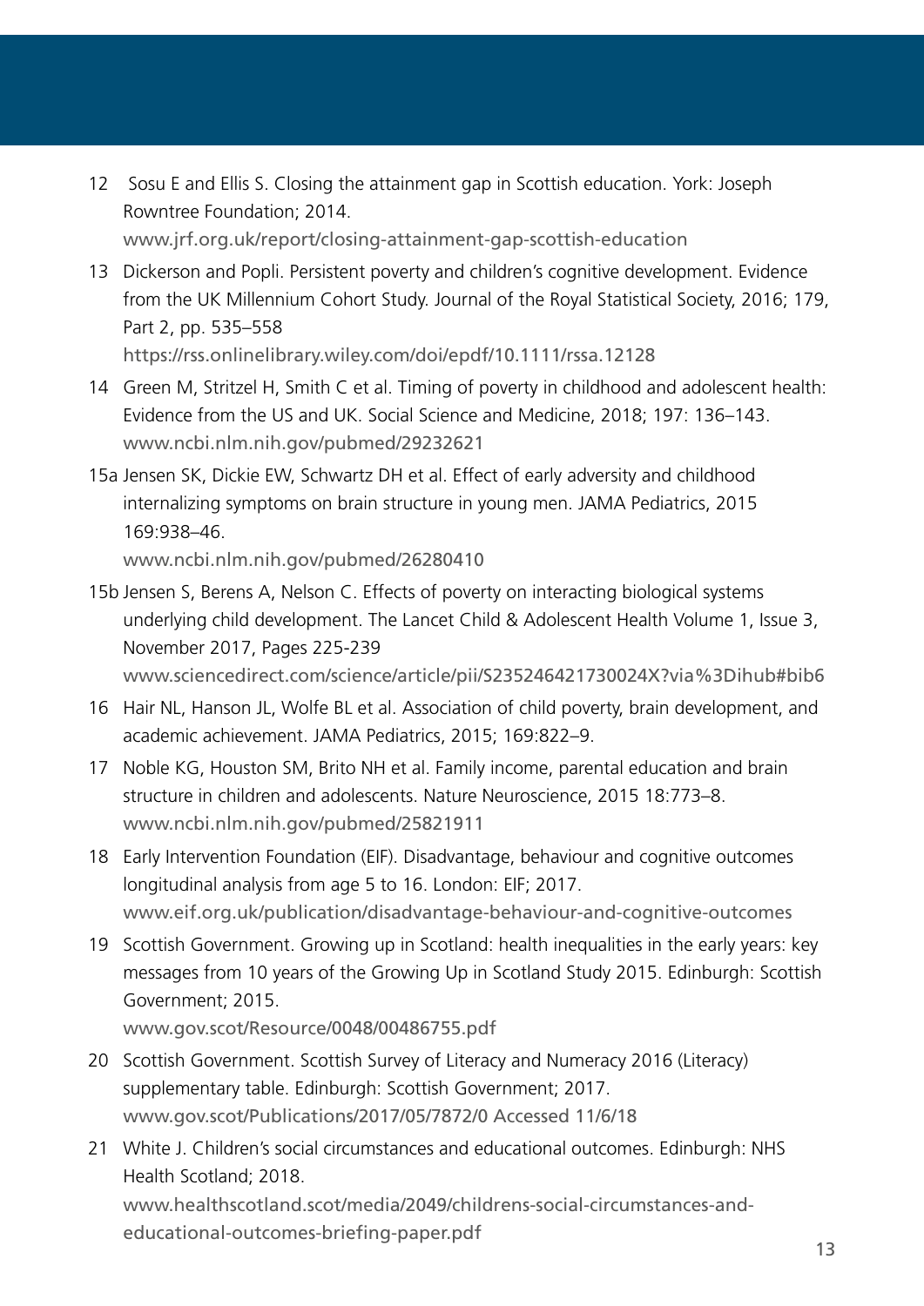12 Sosu E and Ellis S. Closing the attainment gap in Scottish education. York: Joseph Rowntree Foundation; 2014.
www.jrf.org.uk/report/closing-attainment-gap-scottish-education

13 Dickerson and Popli. Persistent poverty and children's cognitive development. Evidence from the UK Millennium Cohort Study. Journal of the Royal Statistical Society, 2016; 179, Part 2, pp. 535–558
https://rss.onlinelibrary.wiley.com/doi/epdf/10.1111/rssa.12128

14 Green M, Stritzel H, Smith C et al. Timing of poverty in childhood and adolescent health: Evidence from the US and UK. Social Science and Medicine, 2018; 197: 136–143.
www.ncbi.nlm.nih.gov/pubmed/29232621

15a Jensen SK, Dickie EW, Schwartz DH et al. Effect of early adversity and childhood internalizing symptoms on brain structure in young men. JAMA Pediatrics, 2015 169:938–46.
www.ncbi.nlm.nih.gov/pubmed/26280410

15b Jensen S, Berens A, Nelson C. Effects of poverty on interacting biological systems underlying child development. The Lancet Child & Adolescent Health Volume 1, Issue 3, November 2017, Pages 225-239
www.sciencedirect.com/science/article/pii/S235246421730024X?via%3Dihub#bib6

16 Hair NL, Hanson JL, Wolfe BL et al. Association of child poverty, brain development, and academic achievement. JAMA Pediatrics, 2015; 169:822–9.

17 Noble KG, Houston SM, Brito NH et al. Family income, parental education and brain structure in children and adolescents. Nature Neuroscience, 2015 18:773–8.
www.ncbi.nlm.nih.gov/pubmed/25821911

18 Early Intervention Foundation (EIF). Disadvantage, behaviour and cognitive outcomes longitudinal analysis from age 5 to 16. London: EIF; 2017.
www.eif.org.uk/publication/disadvantage-behaviour-and-cognitive-outcomes

19 Scottish Government. Growing up in Scotland: health inequalities in the early years: key messages from 10 years of the Growing Up in Scotland Study 2015. Edinburgh: Scottish Government; 2015.
www.gov.scot/Resource/0048/00486755.pdf

20 Scottish Government. Scottish Survey of Literacy and Numeracy 2016 (Literacy) supplementary table. Edinburgh: Scottish Government; 2017.
www.gov.scot/Publications/2017/05/7872/0 Accessed 11/6/18

21 White J. Children's social circumstances and educational outcomes. Edinburgh: NHS Health Scotland; 2018.
www.healthscotland.scot/media/2049/childrens-social-circumstances-and-educational-outcomes-briefing-paper.pdf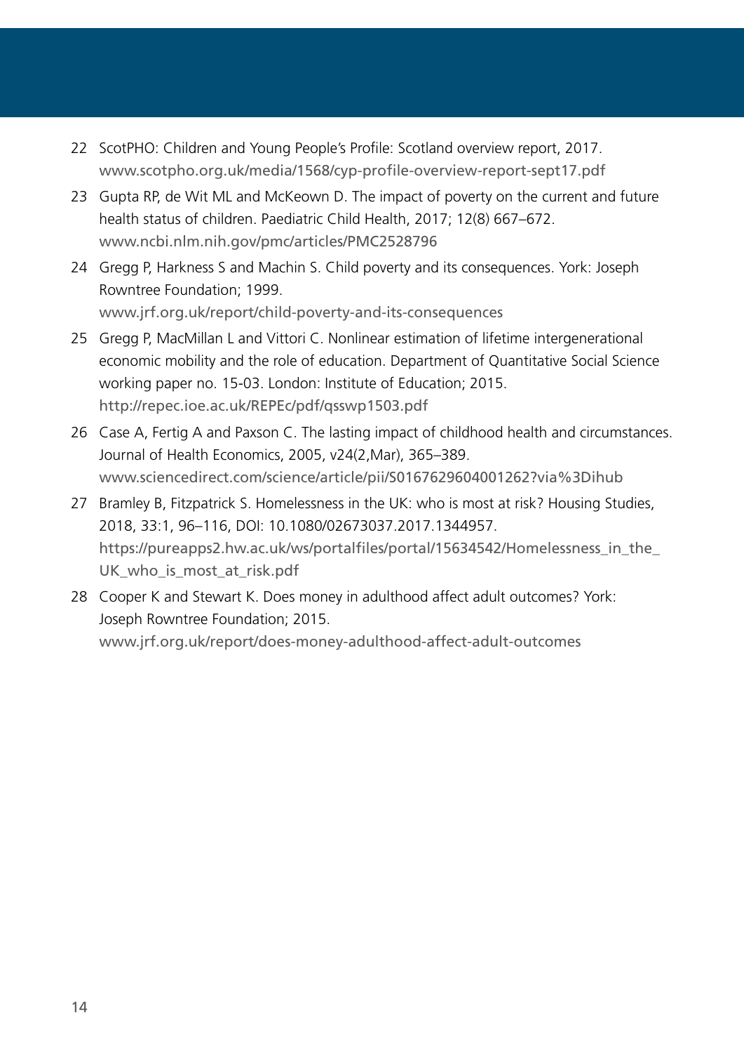22 ScotPHO: Children and Young People's Profile: Scotland overview report, 2017. www.scotpho.org.uk/media/1568/cyp-profile-overview-report-sept17.pdf

23 Gupta RP, de Wit ML and McKeown D. The impact of poverty on the current and future health status of children. Paediatric Child Health, 2017; 12(8) 667–672. www.ncbi.nlm.nih.gov/pmc/articles/PMC2528796

24 Gregg P, Harkness S and Machin S. Child poverty and its consequences. York: Joseph Rowntree Foundation; 1999. www.jrf.org.uk/report/child-poverty-and-its-consequences

25 Gregg P, MacMillan L and Vittori C. Nonlinear estimation of lifetime intergenerational economic mobility and the role of education. Department of Quantitative Social Science working paper no. 15-03. London: Institute of Education; 2015. http://repec.ioe.ac.uk/REPEc/pdf/qsswp1503.pdf

26 Case A, Fertig A and Paxson C. The lasting impact of childhood health and circumstances. Journal of Health Economics, 2005, v24(2,Mar), 365–389. www.sciencedirect.com/science/article/pii/S0167629604001262?via%3Dihub

27 Bramley B, Fitzpatrick S. Homelessness in the UK: who is most at risk? Housing Studies, 2018, 33:1, 96–116, DOI: 10.1080/02673037.2017.1344957. https://pureapps2.hw.ac.uk/ws/portalfiles/portal/15634542/Homelessness_in_the_UK_who_is_most_at_risk.pdf

28 Cooper K and Stewart K. Does money in adulthood affect adult outcomes? York: Joseph Rowntree Foundation; 2015. www.jrf.org.uk/report/does-money-adulthood-affect-adult-outcomes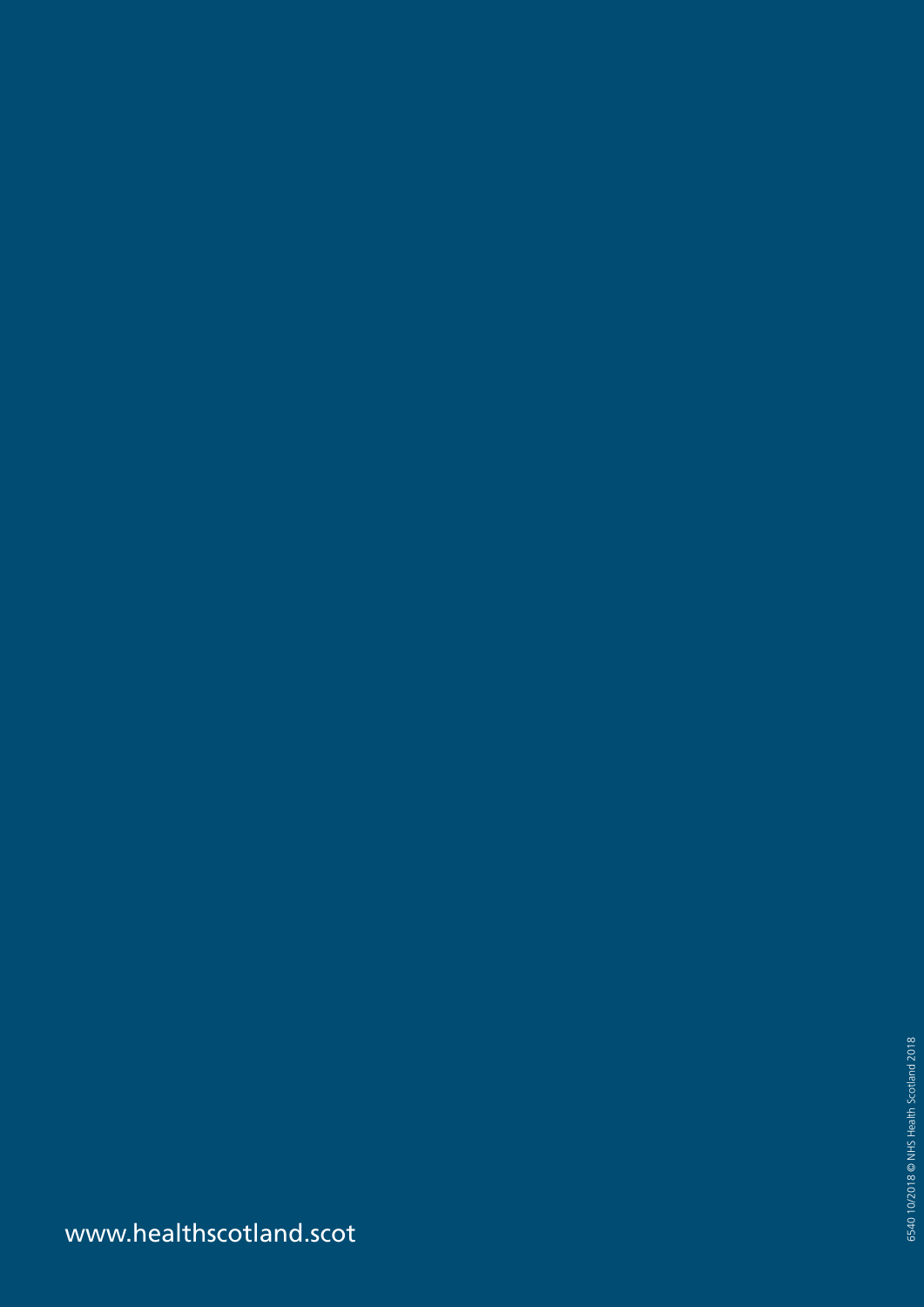www.healthscotland.scot

6540 10/2018 © NHS Health Scotland 2018